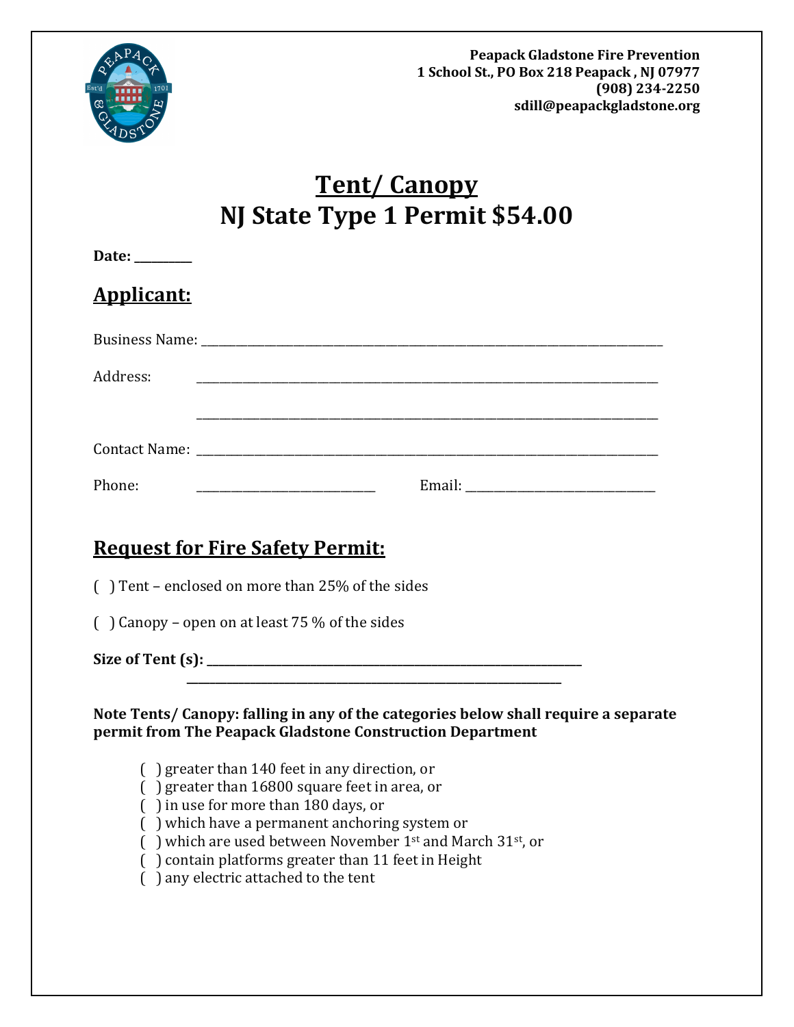**Peapack Gladstone Fire Prevention**
**1 School St., PO Box 218 Peapack , NJ 07977**
**(908) 234-2250**
**sdill@peapackgladstone.org**

# Tent/ Canopy
# NJ State Type 1 Permit $54.00

**Date:** _________

## Applicant:

Business Name: ___________________________________________________________________________

Address: ___________________________________________________________________________

___________________________________________________________________________

Contact Name: ___________________________________________________________________________

Phone: ____________________________ Email: ______________________________

## Request for Fire Safety Permit:

( ) Tent – enclosed on more than 25% of the sides

( ) Canopy – open on at least 75 % of the sides

**Size of Tent (s):** ___________________________________________________________

___________________________________________________________

**Note Tents/ Canopy: falling in any of the categories below shall require a separate permit from The Peapack Gladstone Construction Department**

( ) greater than 140 feet in any direction, or
( ) greater than 16800 square feet in area, or
( ) in use for more than 180 days, or
( ) which have a permanent anchoring system or
( ) which are used between November 1st and March 31st, or
( ) contain platforms greater than 11 feet in Height
( ) any electric attached to the tent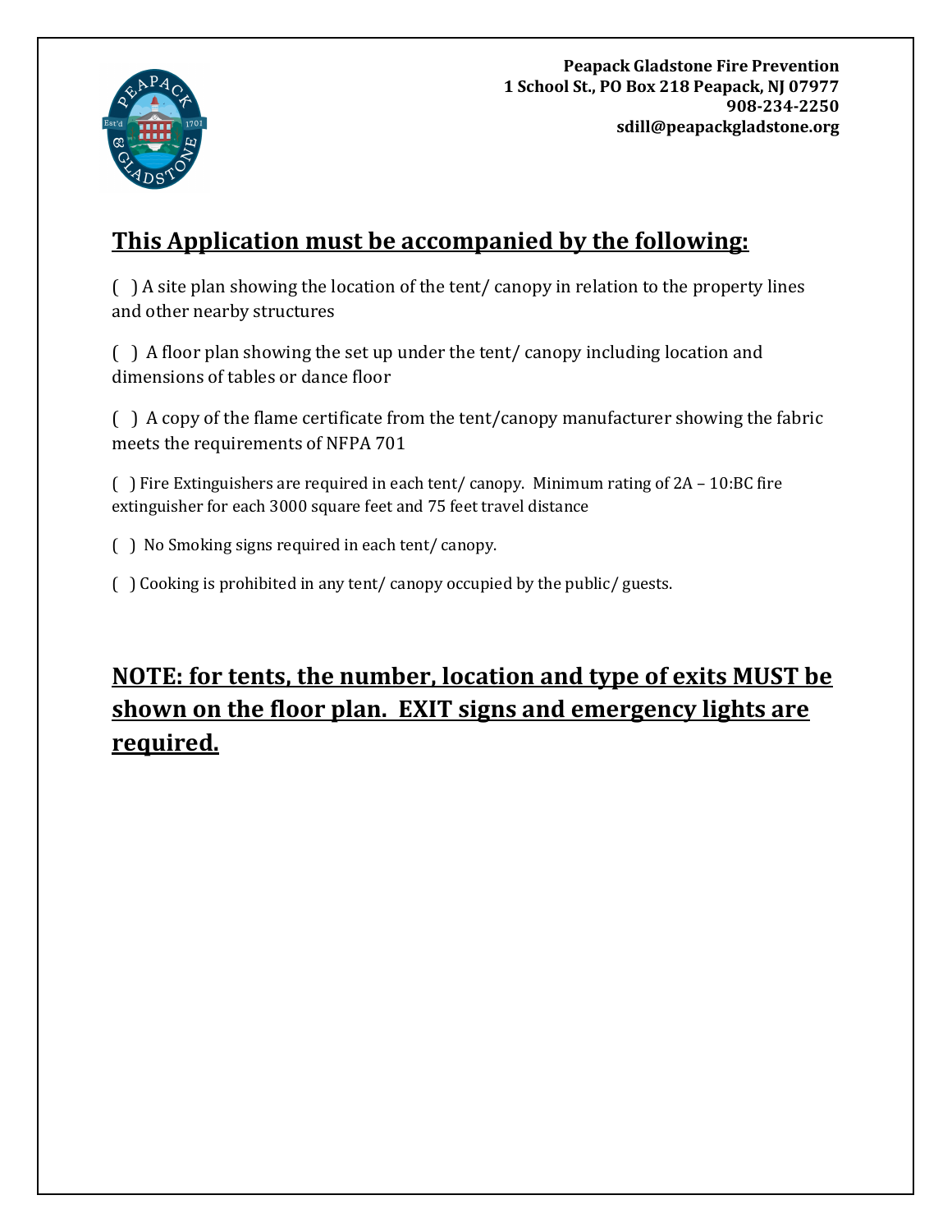**Peapack Gladstone Fire Prevention**
**1 School St., PO Box 218 Peapack, NJ 07977**
**908-234-2250**
**sdill@peapackgladstone.org**

## This Application must be accompanied by the following:

( ) A site plan showing the location of the tent/ canopy in relation to the property lines and other nearby structures

( ) A floor plan showing the set up under the tent/ canopy including location and dimensions of tables or dance floor

( ) A copy of the flame certificate from the tent/canopy manufacturer showing the fabric meets the requirements of NFPA 701

( ) Fire Extinguishers are required in each tent/ canopy. Minimum rating of 2A – 10:BC fire extinguisher for each 3000 square feet and 75 feet travel distance

( ) No Smoking signs required in each tent/ canopy.

( ) Cooking is prohibited in any tent/ canopy occupied by the public/ guests.

## NOTE: for tents, the number, location and type of exits MUST be shown on the floor plan. EXIT signs and emergency lights are required.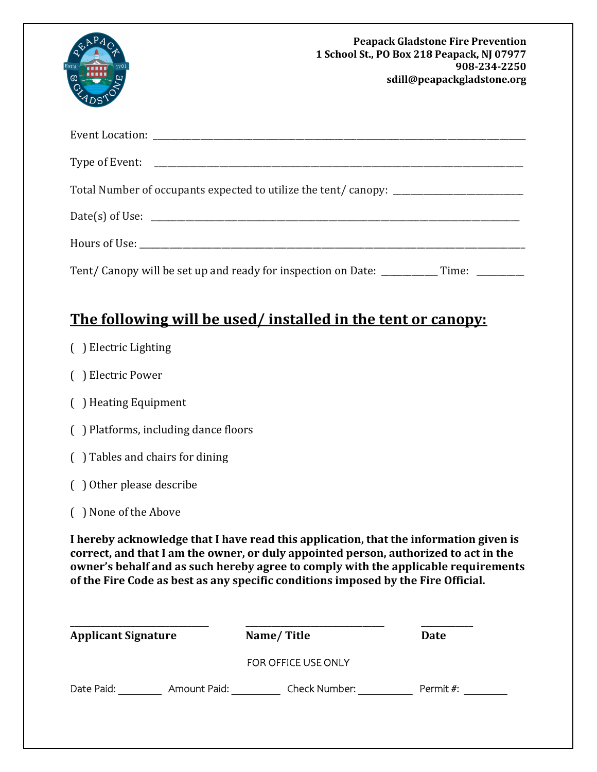**Peapack Gladstone Fire Prevention**
**1 School St., PO Box 218 Peapack, NJ 07977**
**908-234-2250**
**sdill@peapackgladstone.org**

Event Location: ______________________________________________________________

Type of Event: ______________________________________________________________

Total Number of occupants expected to utilize the tent/ canopy: ____________________

Date(s) of Use: ______________________________________________________________

Hours of Use: ______________________________________________________________

Tent/ Canopy will be set up and ready for inspection on Date: ___________ Time: _________

## The following will be used/ installed in the tent or canopy:

( ) Electric Lighting

( ) Electric Power

( ) Heating Equipment

( ) Platforms, including dance floors

( ) Tables and chairs for dining

( ) Other please describe

( ) None of the Above

**I hereby acknowledge that I have read this application, that the information given is correct, and that I am the owner, or duly appointed person, authorized to act in the owner's behalf and as such hereby agree to comply with the applicable requirements of the Fire Code as best as any specific conditions imposed by the Fire Official.**

| ____________________________ | ____________________________ | __________ |
|---|---|---|
| **Applicant Signature** | **Name/ Title** | **Date** |

FOR OFFICE USE ONLY

Date Paid: ________ Amount Paid: _________ Check Number: __________ Permit #: ________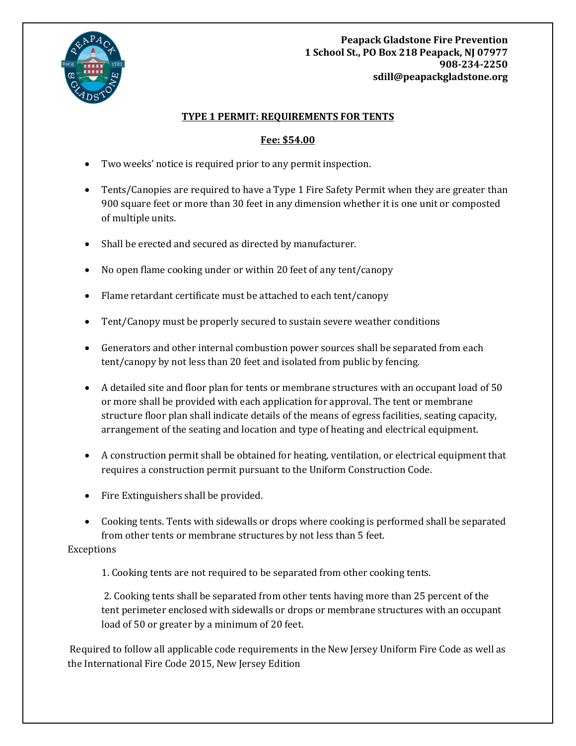**Peapack Gladstone Fire Prevention**
**1 School St., PO Box 218 Peapack, NJ 07977**
**908-234-2250**
**sdill@peapackgladstone.org**

## TYPE 1 PERMIT: REQUIREMENTS FOR TENTS

**Fee: $54.00**

- Two weeks' notice is required prior to any permit inspection.
- Tents/Canopies are required to have a Type 1 Fire Safety Permit when they are greater than 900 square feet or more than 30 feet in any dimension whether it is one unit or composted of multiple units.
- Shall be erected and secured as directed by manufacturer.
- No open flame cooking under or within 20 feet of any tent/canopy
- Flame retardant certificate must be attached to each tent/canopy
- Tent/Canopy must be properly secured to sustain severe weather conditions
- Generators and other internal combustion power sources shall be separated from each tent/canopy by not less than 20 feet and isolated from public by fencing.
- A detailed site and floor plan for tents or membrane structures with an occupant load of 50 or more shall be provided with each application for approval. The tent or membrane structure floor plan shall indicate details of the means of egress facilities, seating capacity, arrangement of the seating and location and type of heating and electrical equipment.
- A construction permit shall be obtained for heating, ventilation, or electrical equipment that requires a construction permit pursuant to the Uniform Construction Code.
- Fire Extinguishers shall be provided.
- Cooking tents. Tents with sidewalls or drops where cooking is performed shall be separated from other tents or membrane structures by not less than 5 feet.

Exceptions

1. Cooking tents are not required to be separated from other cooking tents.
2. Cooking tents shall be separated from other tents having more than 25 percent of the tent perimeter enclosed with sidewalls or drops or membrane structures with an occupant load of 50 or greater by a minimum of 20 feet.

Required to follow all applicable code requirements in the New Jersey Uniform Fire Code as well as the International Fire Code 2015, New Jersey Edition